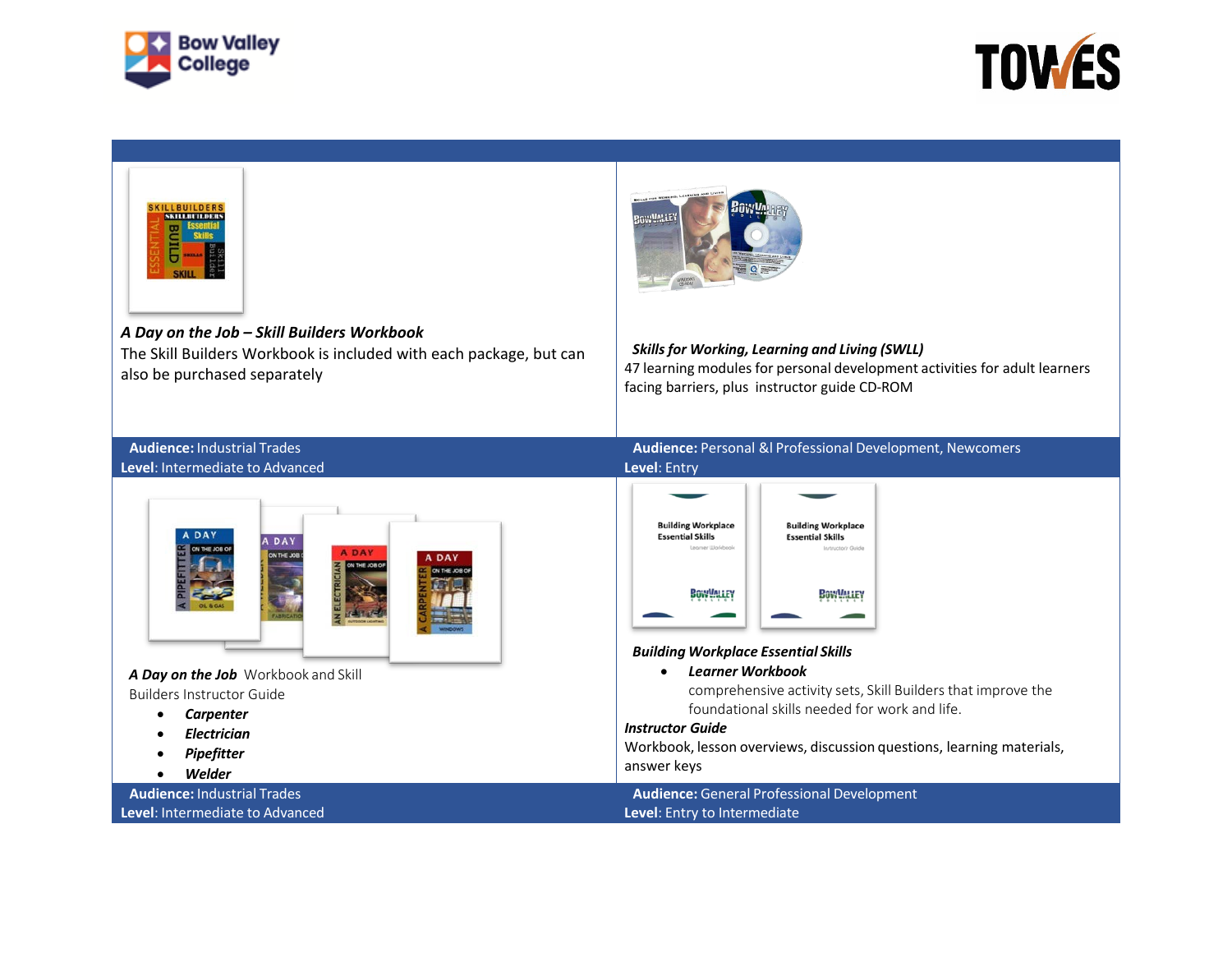**A Day on the Job – Skill Builders Workbook**

The Skill Builders Workbook is included with each package, but can also be purchased separately

**Audience:** Industrial Trades
**Level**: Intermediate to Advanced

**Skills for Working, Learning and Living (SWLL)**

47 learning modules for personal development activities for adult learners facing barriers, plus instructor guide CD-ROM

**Audience:** Personal &l Professional Development, Newcomers
**Level**: Entry

***A Day on the Job*** Workbook and Skill Builders Instructor Guide

- ***Carpenter***
- ***Electrician***
- ***Pipefitter***
- ***Welder***

**Audience:** Industrial Trades
**Level**: Intermediate to Advanced

**Building Workplace Essential Skills**

- ***Learner Workbook***
  comprehensive activity sets, Skill Builders that improve the foundational skills needed for work and life.

***Instructor Guide***

Workbook, lesson overviews, discussion questions, learning materials, answer keys

**Audience:** General Professional Development
**Level**: Entry to Intermediate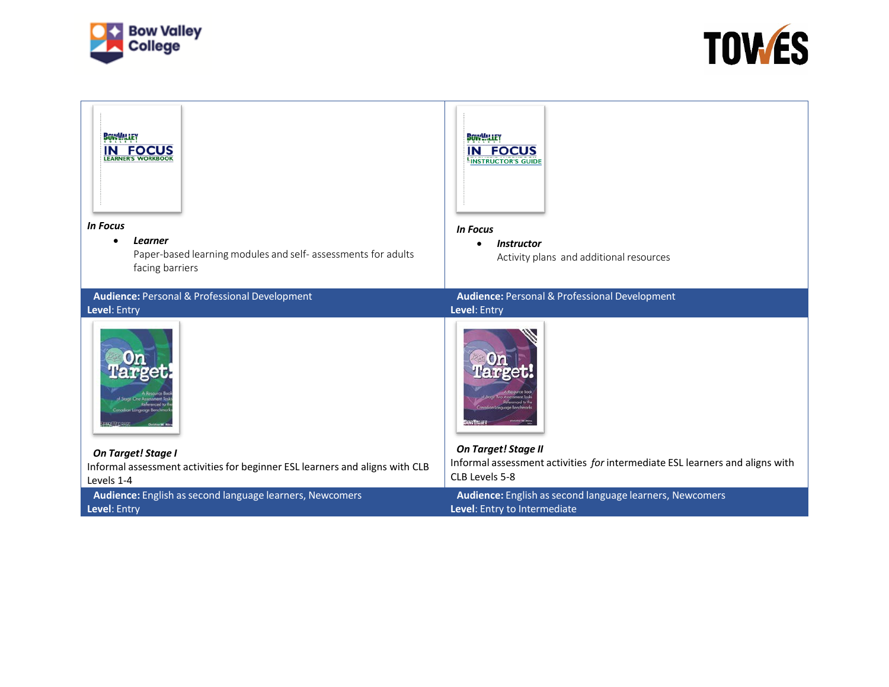| | |
|---|---|
| ***In Focus***<br>• ***Learner***<br>Paper-based learning modules and self- assessments for adults facing barriers | ***In Focus***<br>• ***Instructor***<br>Activity plans and additional resources |
| **Audience:** Personal & Professional Development<br>**Level**: Entry | **Audience:** Personal & Professional Development<br>**Level**: Entry |
| ***On Target! Stage I***<br>Informal assessment activities for beginner ESL learners and aligns with CLB Levels 1-4 | ***On Target! Stage II***<br>Informal assessment activities *for* intermediate ESL learners and aligns with CLB Levels 5-8 |
| **Audience:** English as second language learners, Newcomers<br>**Level**: Entry | **Audience:** English as second language learners, Newcomers<br>**Level**: Entry to Intermediate |